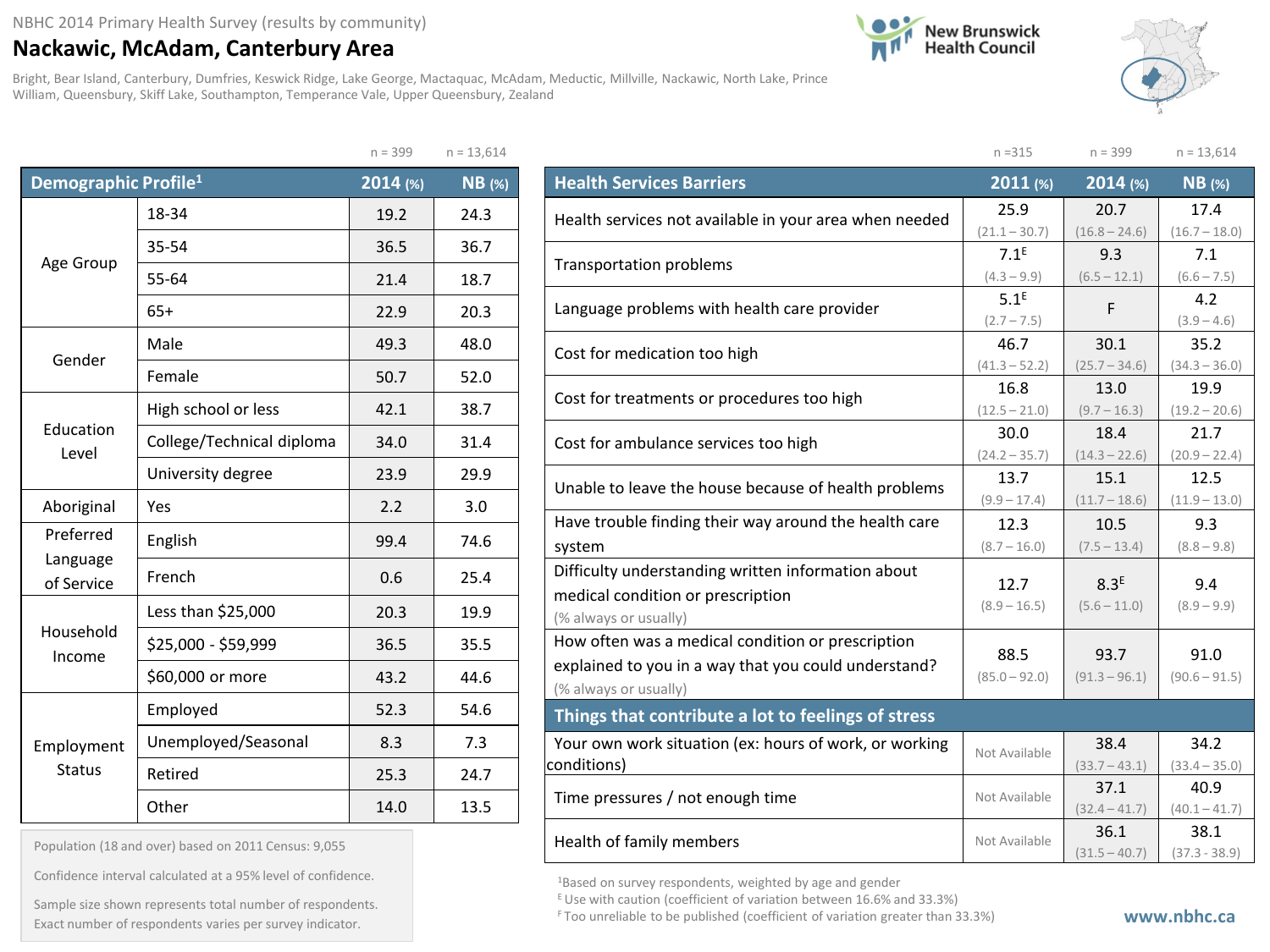NBHC 2014 Primary Health Survey (results by community)

# Nackawic, McAdam, Canterbury Area

Bright, Bear Island, Canterbury, Dumfries, Keswick Ridge, Lake George, Mactaquac, McAdam, Meductic, Millville, Nackawic, North Lake, Prince William, Queensbury, Skiff Lake, Southampton, Temperance Vale, Upper Queensbury, Zealand

New Brunswick Health Council

| Demographic Profile[1] | | 2014 (%) n = 399 | NB (%) n = 13,614 |
|---|---|---|---|
| Age Group | 18-34 | 19.2 | 24.3 |
| | 35-54 | 36.5 | 36.7 |
| | 55-64 | 21.4 | 18.7 |
| | 65+ | 22.9 | 20.3 |
| Gender | Male | 49.3 | 48.0 |
| | Female | 50.7 | 52.0 |
| Education Level | High school or less | 42.1 | 38.7 |
| | College/Technical diploma | 34.0 | 31.4 |
| | University degree | 23.9 | 29.9 |
| Aboriginal | Yes | 2.2 | 3.0 |
| Preferred Language of Service | English | 99.4 | 74.6 |
| | French | 0.6 | 25.4 |
| Household Income | Less than $25,000 | 20.3 | 19.9 |
| | $25,000 - $59,999 | 36.5 | 35.5 |
| | $60,000 or more | 43.2 | 44.6 |
| Employment Status | Employed | 52.3 | 54.6 |
| | Unemployed/Seasonal | 8.3 | 7.3 |
| | Retired | 25.3 | 24.7 |
| | Other | 14.0 | 13.5 |

Population (18 and over) based on 2011 Census: 9,055

Confidence interval calculated at a 95% level of confidence.

Sample size shown represents total number of respondents. Exact number of respondents varies per survey indicator.

| Health Services Barriers | 2011 (%) n = 315 | 2014 (%) n = 399 | NB (%) n = 13,614 |
|---|---|---|---|
| Health services not available in your area when needed | 25.9 (21.1 – 30.7) | 20.7 (16.8 – 24.6) | 17.4 (16.7 – 18.0) |
| Transportation problems | 7.1[E] (4.3 – 9.9) | 9.3 (6.5 – 12.1) | 7.1 (6.6 – 7.5) |
| Language problems with health care provider | 5.1[E] (2.7 – 7.5) | F | 4.2 (3.9 – 4.6) |
| Cost for medication too high | 46.7 (41.3 – 52.2) | 30.1 (25.7 – 34.6) | 35.2 (34.3 – 36.0) |
| Cost for treatments or procedures too high | 16.8 (12.5 – 21.0) | 13.0 (9.7 – 16.3) | 19.9 (19.2 – 20.6) |
| Cost for ambulance services too high | 30.0 (24.2 – 35.7) | 18.4 (14.3 – 22.6) | 21.7 (20.9 – 22.4) |
| Unable to leave the house because of health problems | 13.7 (9.9 – 17.4) | 15.1 (11.7 – 18.6) | 12.5 (11.9 – 13.0) |
| Have trouble finding their way around the health care system | 12.3 (8.7 – 16.0) | 10.5 (7.5 – 13.4) | 9.3 (8.8 – 9.8) |
| Difficulty understanding written information about medical condition or prescription (% always or usually) | 12.7 (8.9 – 16.5) | 8.3[E] (5.6 – 11.0) | 9.4 (8.9 – 9.9) |
| How often was a medical condition or prescription explained to you in a way that you could understand? (% always or usually) | 88.5 (85.0 – 92.0) | 93.7 (91.3 – 96.1) | 91.0 (90.6 – 91.5) |
| **Things that contribute a lot to feelings of stress** | | | |
| Your own work situation (ex: hours of work, or working conditions) | Not Available | 38.4 (33.7 – 43.1) | 34.2 (33.4 – 35.0) |
| Time pressures / not enough time | Not Available | 37.1 (32.4 – 41.7) | 40.9 (40.1 – 41.7) |
| Health of family members | Not Available | 36.1 (31.5 – 40.7) | 38.1 (37.3 - 38.9) |

[1]Based on survey respondents, weighted by age and gender

[E] Use with caution (coefficient of variation between 16.6% and 33.3%)

[F] Too unreliable to be published (coefficient of variation greater than 33.3%)

www.nbhc.ca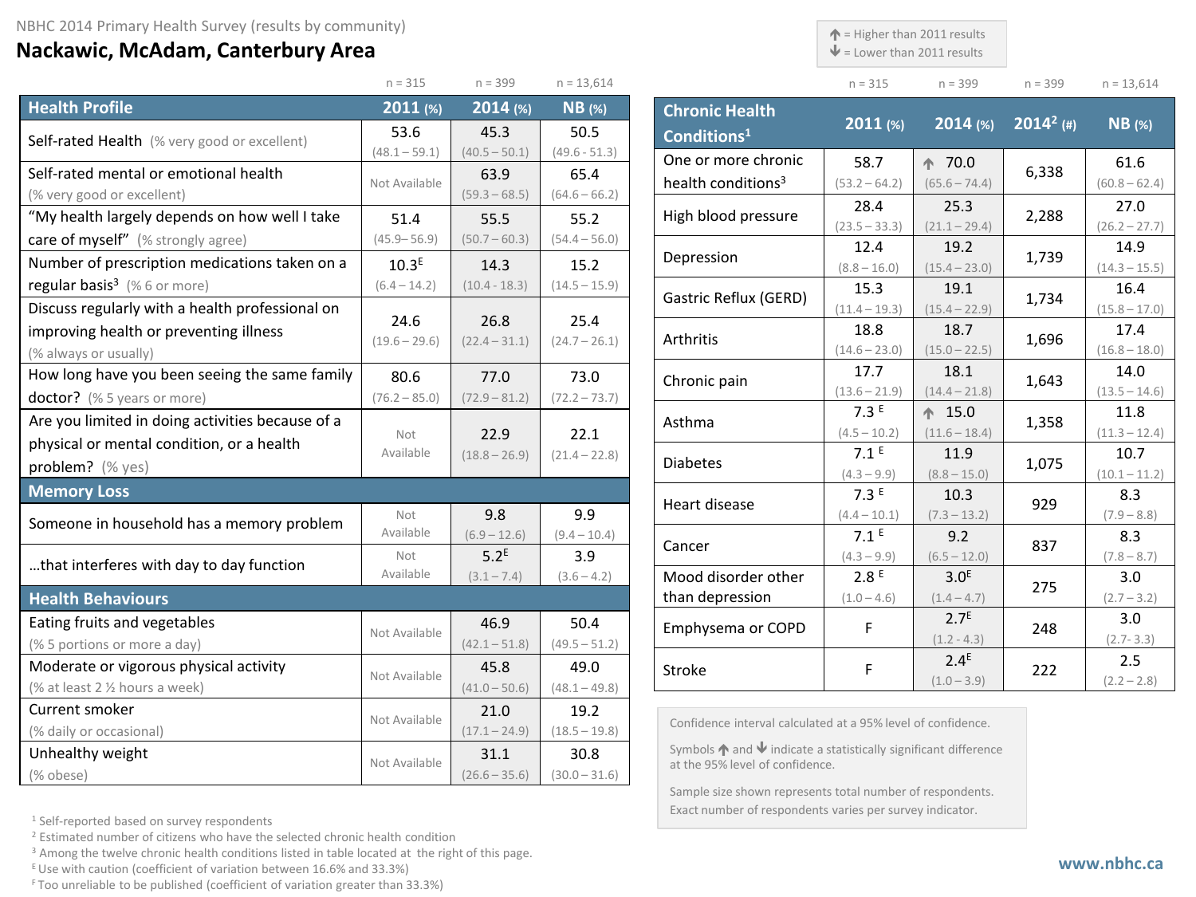NBHC 2014 Primary Health Survey (results by community)

# Nackawic, McAdam, Canterbury Area

↑ = Higher than 2011 results
↓ = Lower than 2011 results

| Health Profile | 2011 (%) n = 315 | 2014 (%) n = 399 | NB (%) n = 13,614 |
|---|---|---|---|
| Self-rated Health (% very good or excellent) | 53.6 (48.1 – 59.1) | 45.3 (40.5 – 50.1) | 50.5 (49.6 - 51.3) |
| Self-rated mental or emotional health (% very good or excellent) | Not Available | 63.9 (59.3 – 68.5) | 65.4 (64.6 – 66.2) |
| "My health largely depends on how well I take care of myself" (% strongly agree) | 51.4 (45.9– 56.9) | 55.5 (50.7 – 60.3) | 55.2 (54.4 – 56.0) |
| Number of prescription medications taken on a regular basis[3] (% 6 or more) | 10.3[E] (6.4 – 14.2) | 14.3 (10.4 - 18.3) | 15.2 (14.5 – 15.9) |
| Discuss regularly with a health professional on improving health or preventing illness (% always or usually) | 24.6 (19.6 – 29.6) | 26.8 (22.4 – 31.1) | 25.4 (24.7 – 26.1) |
| How long have you been seeing the same family doctor? (% 5 years or more) | 80.6 (76.2 – 85.0) | 77.0 (72.9 – 81.2) | 73.0 (72.2 – 73.7) |
| Are you limited in doing activities because of a physical or mental condition, or a health problem? (% yes) | Not Available | 22.9 (18.8 – 26.9) | 22.1 (21.4 – 22.8) |
| **Memory Loss** | | | |
| Someone in household has a memory problem | Not Available | 9.8 (6.9 – 12.6) | 9.9 (9.4 – 10.4) |
| …that interferes with day to day function | Not Available | 5.2[E] (3.1 – 7.4) | 3.9 (3.6 – 4.2) |
| **Health Behaviours** | | | |
| Eating fruits and vegetables (% 5 portions or more a day) | Not Available | 46.9 (42.1 – 51.8) | 50.4 (49.5 – 51.2) |
| Moderate or vigorous physical activity (% at least 2 ½ hours a week) | Not Available | 45.8 (41.0 – 50.6) | 49.0 (48.1 – 49.8) |
| Current smoker (% daily or occasional) | Not Available | 21.0 (17.1 – 24.9) | 19.2 (18.5 – 19.8) |
| Unhealthy weight (% obese) | Not Available | 31.1 (26.6 – 35.6) | 30.8 (30.0 – 31.6) |

| Chronic Health Conditions[1] | 2011 (%) n = 315 | 2014 (%) n = 399 | 2014[2] (#) n = 399 | NB (%) n = 13,614 |
|---|---|---|---|---|
| One or more chronic health conditions[3] | 58.7 (53.2 – 64.2) | ↑ 70.0 (65.6 – 74.4) | 6,338 | 61.6 (60.8 – 62.4) |
| High blood pressure | 28.4 (23.5 – 33.3) | 25.3 (21.1 – 29.4) | 2,288 | 27.0 (26.2 – 27.7) |
| Depression | 12.4 (8.8 – 16.0) | 19.2 (15.4 – 23.0) | 1,739 | 14.9 (14.3 – 15.5) |
| Gastric Reflux (GERD) | 15.3 (11.4 – 19.3) | 19.1 (15.4 – 22.9) | 1,734 | 16.4 (15.8 – 17.0) |
| Arthritis | 18.8 (14.6 – 23.0) | 18.7 (15.0 – 22.5) | 1,696 | 17.4 (16.8 – 18.0) |
| Chronic pain | 17.7 (13.6 – 21.9) | 18.1 (14.4 – 21.8) | 1,643 | 14.0 (13.5 – 14.6) |
| Asthma | 7.3[E] (4.5 – 10.2) | ↑ 15.0 (11.6 – 18.4) | 1,358 | 11.8 (11.3 – 12.4) |
| Diabetes | 7.1[E] (4.3 – 9.9) | 11.9 (8.8 – 15.0) | 1,075 | 10.7 (10.1 – 11.2) |
| Heart disease | 7.3[E] (4.4 – 10.1) | 10.3 (7.3 – 13.2) | 929 | 8.3 (7.9 – 8.8) |
| Cancer | 7.1[E] (4.3 – 9.9) | 9.2 (6.5 – 12.0) | 837 | 8.3 (7.8 – 8.7) |
| Mood disorder other than depression | 2.8[E] (1.0 – 4.6) | 3.0[E] (1.4 – 4.7) | 275 | 3.0 (2.7 – 3.2) |
| Emphysema or COPD | F | 2.7[E] (1.2 - 4.3) | 248 | 3.0 (2.7- 3.3) |
| Stroke | F | 2.4[E] (1.0 – 3.9) | 222 | 2.5 (2.2 – 2.8) |

Confidence interval calculated at a 95% level of confidence.

Symbols ↑ and ↓ indicate a statistically significant difference at the 95% level of confidence.

Sample size shown represents total number of respondents. Exact number of respondents varies per survey indicator.

[1] Self-reported based on survey respondents
[2] Estimated number of citizens who have the selected chronic health condition
[3] Among the twelve chronic health conditions listed in table located at the right of this page.
[E] Use with caution (coefficient of variation between 16.6% and 33.3%)
[F] Too unreliable to be published (coefficient of variation greater than 33.3%)

www.nbhc.ca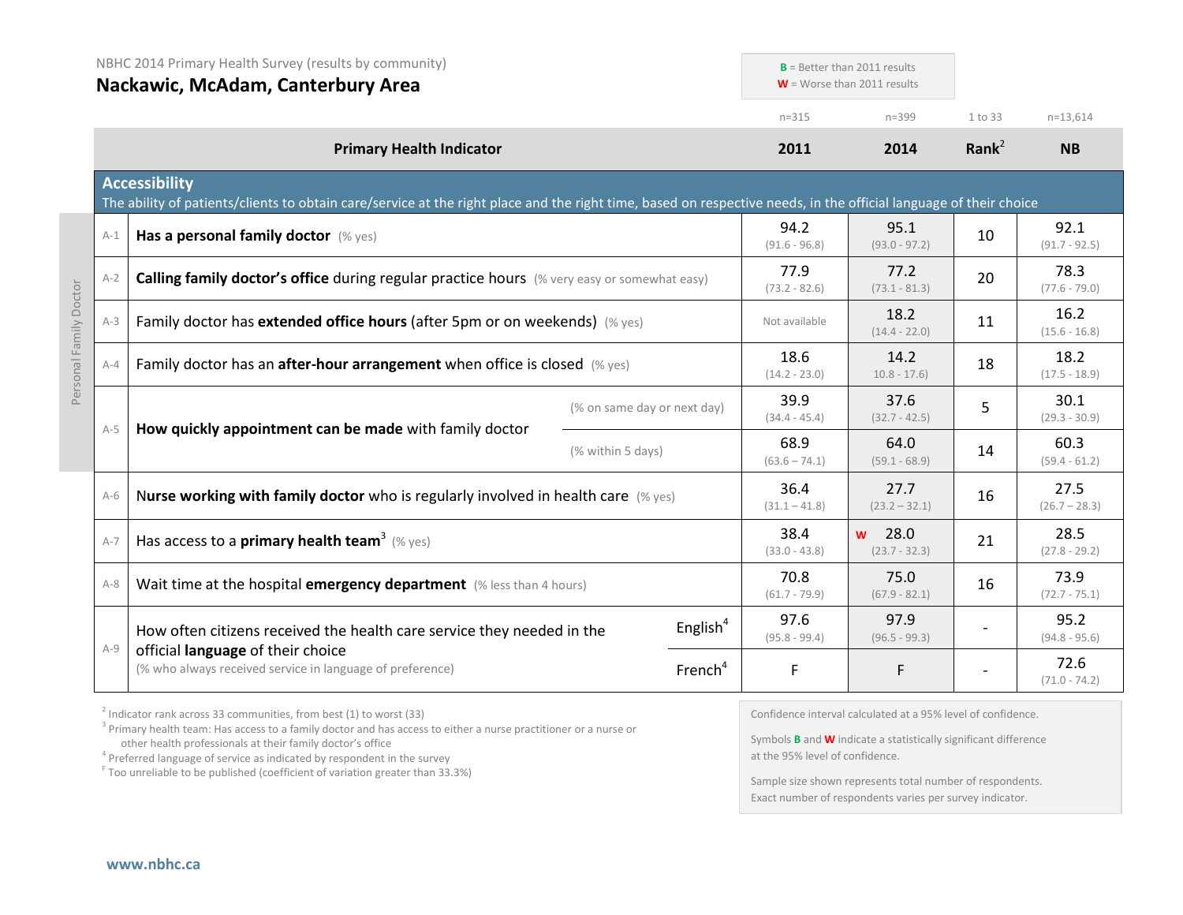NBHC 2014 Primary Health Survey (results by community)

# Nackawic, McAdam, Canterbury Area

**B** = Better than 2011 results
**W** = Worse than 2011 results

| | Primary Health Indicator | | 2011 (n=315) | 2014 (n=399) | Rank[2] (1 to 33) | NB (n=13,614) |
|---|---|---|---|---|---|---|
| | **Accessibility** – The ability of patients/clients to obtain care/service at the right place and the right time, based on respective needs, in the official language of their choice | | | | | |
| A-1 | **Has a personal family doctor** (% yes) | | 94.2 (91.6 - 96.8) | 95.1 (93.0 - 97.2) | 10 | 92.1 (91.7 - 92.5) |
| A-2 | **Calling family doctor's office** during regular practice hours (% very easy or somewhat easy) | | 77.9 (73.2 - 82.6) | 77.2 (73.1 - 81.3) | 20 | 78.3 (77.6 - 79.0) |
| A-3 | Family doctor has **extended office hours** (after 5pm or on weekends) (% yes) | | Not available | 18.2 (14.4 - 22.0) | 11 | 16.2 (15.6 - 16.8) |
| A-4 | Family doctor has an **after-hour arrangement** when office is closed (% yes) | | 18.6 (14.2 - 23.0) | 14.2 10.8 - 17.6) | 18 | 18.2 (17.5 - 18.9) |
| A-5 | **How quickly appointment can be made** with family doctor | (% on same day or next day) | 39.9 (34.4 - 45.4) | 37.6 (32.7 - 42.5) | 5 | 30.1 (29.3 - 30.9) |
| | | (% within 5 days) | 68.9 (63.6 – 74.1) | 64.0 (59.1 - 68.9) | 14 | 60.3 (59.4 - 61.2) |
| A-6 | **Nurse working with family doctor** who is regularly involved in health care (% yes) | | 36.4 (31.1 – 41.8) | 27.7 (23.2 – 32.1) | 16 | 27.5 (26.7 – 28.3) |
| A-7 | Has access to a **primary health team**[3] (% yes) | | 38.4 (33.0 - 43.8) | W 28.0 (23.7 - 32.3) | 21 | 28.5 (27.8 - 29.2) |
| A-8 | Wait time at the hospital **emergency department** (% less than 4 hours) | | 70.8 (61.7 - 79.9) | 75.0 (67.9 - 82.1) | 16 | 73.9 (72.7 - 75.1) |
| A-9 | How often citizens received the health care service they needed in the official **language** of their choice (% who always received service in language of preference) | English[4] | 97.6 (95.8 - 99.4) | 97.9 (96.5 - 99.3) | - | 95.2 (94.8 - 95.6) |
| | | French[4] | F | F | - | 72.6 (71.0 - 74.2) |

Personal Family Doctor (A-1 to A-5)

[2] Indicator rank across 33 communities, from best (1) to worst (33)
[3] Primary health team: Has access to a family doctor and has access to either a nurse practitioner or a nurse or other health professionals at their family doctor's office
[4] Preferred language of service as indicated by respondent in the survey
[F] Too unreliable to be published (coefficient of variation greater than 33.3%)

Confidence interval calculated at a 95% level of confidence.

Symbols **B** and **W** indicate a statistically significant difference at the 95% level of confidence.

Sample size shown represents total number of respondents. Exact number of respondents varies per survey indicator.

www.nbhc.ca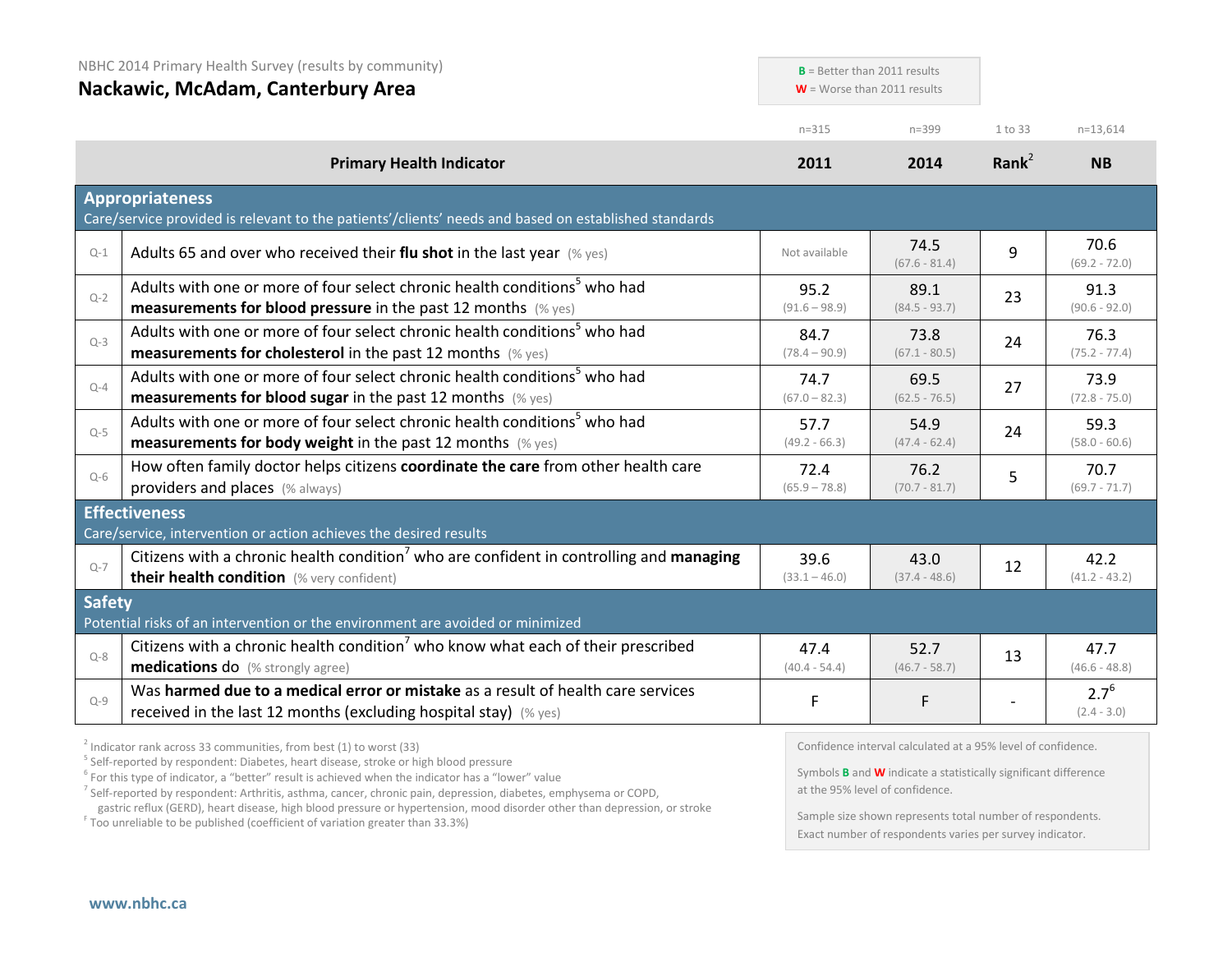NBHC 2014 Primary Health Survey (results by community)

## Nackawic, McAdam, Canterbury Area

**B** = Better than 2011 results
**W** = Worse than 2011 results

| | Primary Health Indicator | 2011 (n=315) | 2014 (n=399) | Rank[2] (1 to 33) | NB (n=13,614) |
|---|---|---|---|---|---|
| **Appropriateness** Care/service provided is relevant to the patients'/clients' needs and based on established standards | | | | | |
| Q-1 | Adults 65 and over who received their **flu shot** in the last year (% yes) | Not available | 74.5 (67.6 - 81.4) | 9 | 70.6 (69.2 - 72.0) |
| Q-2 | Adults with one or more of four select chronic health conditions[5] who had **measurements for blood pressure** in the past 12 months (% yes) | 95.2 (91.6 – 98.9) | 89.1 (84.5 - 93.7) | 23 | 91.3 (90.6 - 92.0) |
| Q-3 | Adults with one or more of four select chronic health conditions[5] who had **measurements for cholesterol** in the past 12 months (% yes) | 84.7 (78.4 – 90.9) | 73.8 (67.1 - 80.5) | 24 | 76.3 (75.2 - 77.4) |
| Q-4 | Adults with one or more of four select chronic health conditions[5] who had **measurements for blood sugar** in the past 12 months (% yes) | 74.7 (67.0 – 82.3) | 69.5 (62.5 - 76.5) | 27 | 73.9 (72.8 - 75.0) |
| Q-5 | Adults with one or more of four select chronic health conditions[5] who had **measurements for body weight** in the past 12 months (% yes) | 57.7 (49.2 - 66.3) | 54.9 (47.4 - 62.4) | 24 | 59.3 (58.0 - 60.6) |
| Q-6 | How often family doctor helps citizens **coordinate the care** from other health care providers and places (% always) | 72.4 (65.9 – 78.8) | 76.2 (70.7 - 81.7) | 5 | 70.7 (69.7 - 71.7) |
| **Effectiveness** Care/service, intervention or action achieves the desired results | | | | | |
| Q-7 | Citizens with a chronic health condition[7] who are confident in controlling and **managing their health condition** (% very confident) | 39.6 (33.1 – 46.0) | 43.0 (37.4 - 48.6) | 12 | 42.2 (41.2 - 43.2) |
| **Safety** Potential risks of an intervention or the environment are avoided or minimized | | | | | |
| Q-8 | Citizens with a chronic health condition[7] who know what each of their prescribed **medications** do (% strongly agree) | 47.4 (40.4 - 54.4) | 52.7 (46.7 - 58.7) | 13 | 47.7 (46.6 - 48.8) |
| Q-9 | Was **harmed due to a medical error or mistake** as a result of health care services received in the last 12 months (excluding hospital stay) (% yes) | F | F | - | 2.7[6] (2.4 - 3.0) |

[2] Indicator rank across 33 communities, from best (1) to worst (33)
[5] Self-reported by respondent: Diabetes, heart disease, stroke or high blood pressure
[6] For this type of indicator, a "better" result is achieved when the indicator has a "lower" value
[7] Self-reported by respondent: Arthritis, asthma, cancer, chronic pain, depression, diabetes, emphysema or COPD, gastric reflux (GERD), heart disease, high blood pressure or hypertension, mood disorder other than depression, or stroke
[F] Too unreliable to be published (coefficient of variation greater than 33.3%)

Confidence interval calculated at a 95% level of confidence.

Symbols **B** and **W** indicate a statistically significant difference at the 95% level of confidence.

Sample size shown represents total number of respondents. Exact number of respondents varies per survey indicator.

www.nbhc.ca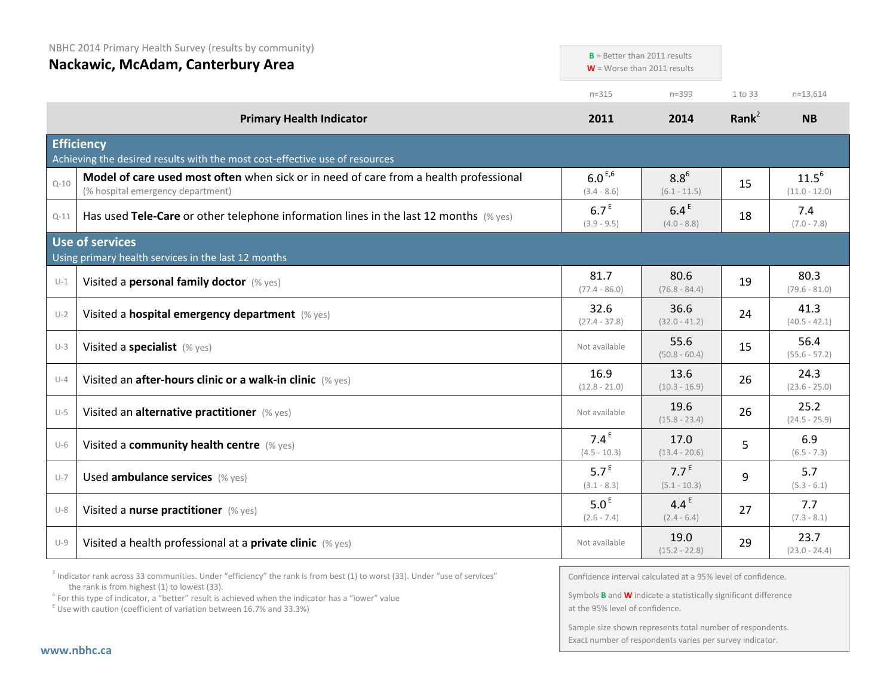NBHC 2014 Primary Health Survey (results by community)

# Nackawic, McAdam, Canterbury Area

**B** = Better than 2011 results
**W** = Worse than 2011 results

| | Primary Health Indicator | 2011 (n=315) | 2014 (n=399) | Rank[2] (1 to 33) | NB (n=13,614) |
|---|---|---|---|---|---|
| | **Efficiency** — Achieving the desired results with the most cost-effective use of resources | | | | |
| Q-10 | **Model of care used most often** when sick or in need of care from a health professional (% hospital emergency department) | 6.0 [E,6] (3.4 - 8.6) | 8.8 [6] (6.1 - 11.5) | 15 | 11.5 [6] (11.0 - 12.0) |
| Q-11 | Has used **Tele-Care** or other telephone information lines in the last 12 months (% yes) | 6.7 [E] (3.9 - 9.5) | 6.4 [E] (4.0 - 8.8) | 18 | 7.4 (7.0 - 7.8) |
| | **Use of services** — Using primary health services in the last 12 months | | | | |
| U-1 | Visited a **personal family doctor** (% yes) | 81.7 (77.4 - 86.0) | 80.6 (76.8 - 84.4) | 19 | 80.3 (79.6 - 81.0) |
| U-2 | Visited a **hospital emergency department** (% yes) | 32.6 (27.4 - 37.8) | 36.6 (32.0 - 41.2) | 24 | 41.3 (40.5 - 42.1) |
| U-3 | Visited a **specialist** (% yes) | Not available | 55.6 (50.8 - 60.4) | 15 | 56.4 (55.6 - 57.2) |
| U-4 | Visited an **after-hours clinic or a walk-in clinic** (% yes) | 16.9 (12.8 - 21.0) | 13.6 (10.3 - 16.9) | 26 | 24.3 (23.6 - 25.0) |
| U-5 | Visited an **alternative practitioner** (% yes) | Not available | 19.6 (15.8 - 23.4) | 26 | 25.2 (24.5 - 25.9) |
| U-6 | Visited a **community health centre** (% yes) | 7.4 [E] (4.5 - 10.3) | 17.0 (13.4 - 20.6) | 5 | 6.9 (6.5 - 7.3) |
| U-7 | Used **ambulance services** (% yes) | 5.7 [E] (3.1 - 8.3) | 7.7 [E] (5.1 - 10.3) | 9 | 5.7 (5.3 - 6.1) |
| U-8 | Visited a **nurse practitioner** (% yes) | 5.0 [E] (2.6 - 7.4) | 4.4 [E] (2.4 - 6.4) | 27 | 7.7 (7.3 - 8.1) |
| U-9 | Visited a health professional at a **private clinic** (% yes) | Not available | 19.0 (15.2 - 22.8) | 29 | 23.7 (23.0 - 24.4) |

[2] Indicator rank across 33 communities. Under "efficiency" the rank is from best (1) to worst (33). Under "use of services" the rank is from highest (1) to lowest (33).
[6] For this type of indicator, a "better" result is achieved when the indicator has a "lower" value
[E] Use with caution (coefficient of variation between 16.7% and 33.3%)

Confidence interval calculated at a 95% level of confidence.

Symbols **B** and **W** indicate a statistically significant difference at the 95% level of confidence.

Sample size shown represents total number of respondents. Exact number of respondents varies per survey indicator.

www.nbhc.ca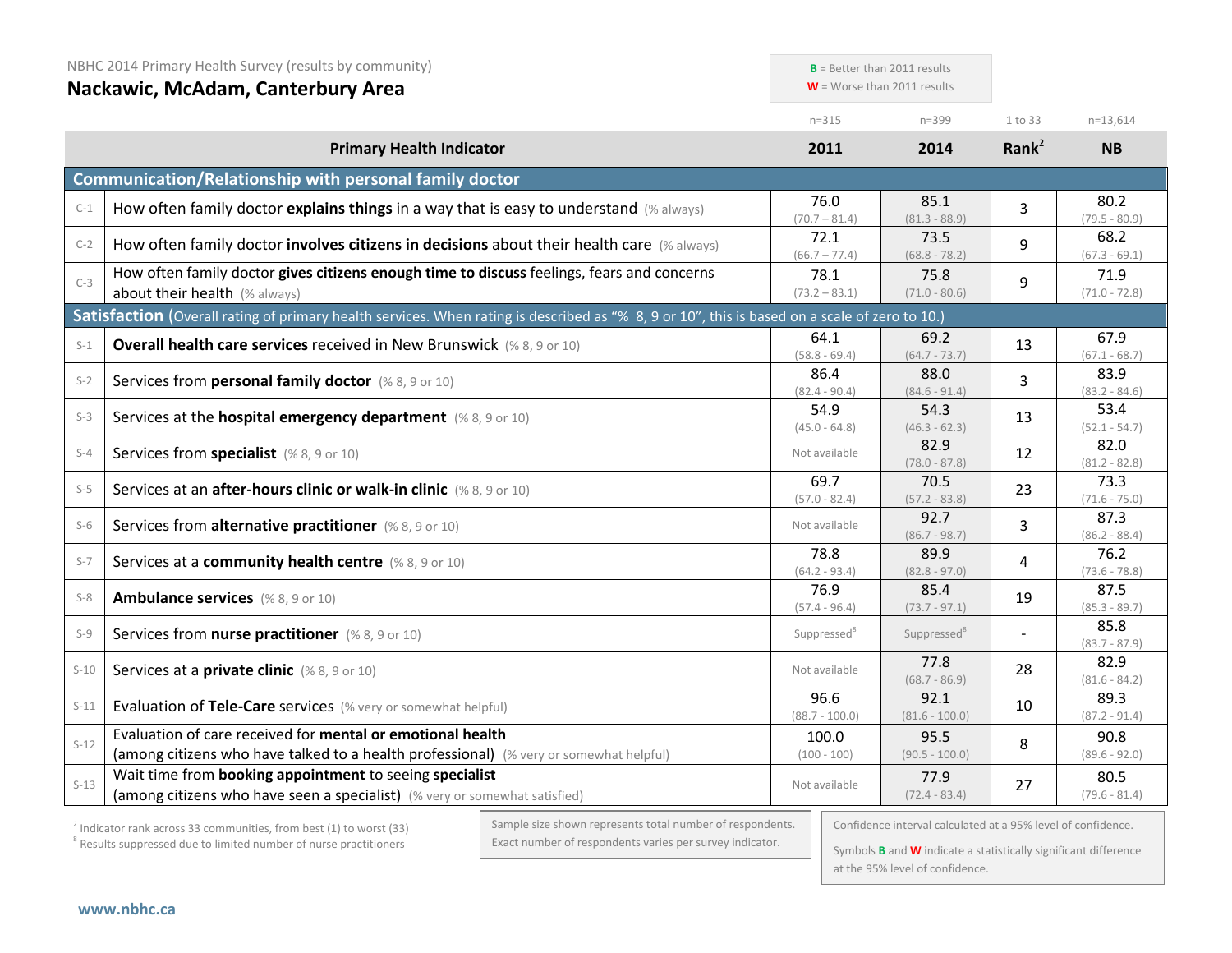NBHC 2014 Primary Health Survey (results by community)

# Nackawic, McAdam, Canterbury Area

**B** = Better than 2011 results
**W** = Worse than 2011 results

| | Primary Health Indicator | 2011 (n=315) | 2014 (n=399) | Rank[2] (1 to 33) | NB (n=13,614) |
|---|---|---|---|---|---|
| | **Communication/Relationship with personal family doctor** | | | | |
| C-1 | How often family doctor **explains things** in a way that is easy to understand (% always) | 76.0 (70.7 – 81.4) | 85.1 (81.3 - 88.9) | 3 | 80.2 (79.5 - 80.9) |
| C-2 | How often family doctor **involves citizens in decisions** about their health care (% always) | 72.1 (66.7 – 77.4) | 73.5 (68.8 - 78.2) | 9 | 68.2 (67.3 - 69.1) |
| C-3 | How often family doctor **gives citizens enough time to discuss** feelings, fears and concerns about their health (% always) | 78.1 (73.2 – 83.1) | 75.8 (71.0 - 80.6) | 9 | 71.9 (71.0 - 72.8) |
| | **Satisfaction** (Overall rating of primary health services. When rating is described as "% 8, 9 or 10", this is based on a scale of zero to 10.) | | | | |
| S-1 | **Overall health care services** received in New Brunswick (% 8, 9 or 10) | 64.1 (58.8 - 69.4) | 69.2 (64.7 - 73.7) | 13 | 67.9 (67.1 - 68.7) |
| S-2 | Services from **personal family doctor** (% 8, 9 or 10) | 86.4 (82.4 - 90.4) | 88.0 (84.6 - 91.4) | 3 | 83.9 (83.2 - 84.6) |
| S-3 | Services at the **hospital emergency department** (% 8, 9 or 10) | 54.9 (45.0 - 64.8) | 54.3 (46.3 - 62.3) | 13 | 53.4 (52.1 - 54.7) |
| S-4 | Services from **specialist** (% 8, 9 or 10) | Not available | 82.9 (78.0 - 87.8) | 12 | 82.0 (81.2 - 82.8) |
| S-5 | Services at an **after-hours clinic or walk-in clinic** (% 8, 9 or 10) | 69.7 (57.0 - 82.4) | 70.5 (57.2 - 83.8) | 23 | 73.3 (71.6 - 75.0) |
| S-6 | Services from **alternative practitioner** (% 8, 9 or 10) | Not available | 92.7 (86.7 - 98.7) | 3 | 87.3 (86.2 - 88.4) |
| S-7 | Services at a **community health centre** (% 8, 9 or 10) | 78.8 (64.2 - 93.4) | 89.9 (82.8 - 97.0) | 4 | 76.2 (73.6 - 78.8) |
| S-8 | **Ambulance services** (% 8, 9 or 10) | 76.9 (57.4 - 96.4) | 85.4 (73.7 - 97.1) | 19 | 87.5 (85.3 - 89.7) |
| S-9 | Services from **nurse practitioner** (% 8, 9 or 10) | Suppressed[8] | Suppressed[8] | - | 85.8 (83.7 - 87.9) |
| S-10 | Services at a **private clinic** (% 8, 9 or 10) | Not available | 77.8 (68.7 - 86.9) | 28 | 82.9 (81.6 - 84.2) |
| S-11 | Evaluation of **Tele-Care** services (% very or somewhat helpful) | 96.6 (88.7 - 100.0) | 92.1 (81.6 - 100.0) | 10 | 89.3 (87.2 - 91.4) |
| S-12 | Evaluation of care received for **mental or emotional health** (among citizens who have talked to a health professional) (% very or somewhat helpful) | 100.0 (100 - 100) | 95.5 (90.5 - 100.0) | 8 | 90.8 (89.6 - 92.0) |
| S-13 | Wait time from **booking appointment** to seeing **specialist** (among citizens who have seen a specialist) (% very or somewhat satisfied) | Not available | 77.9 (72.4 - 83.4) | 27 | 80.5 (79.6 - 81.4) |

[2] Indicator rank across 33 communities, from best (1) to worst (33)
[8] Results suppressed due to limited number of nurse practitioners

Sample size shown represents total number of respondents. Exact number of respondents varies per survey indicator.

Confidence interval calculated at a 95% level of confidence.

Symbols **B** and **W** indicate a statistically significant difference at the 95% level of confidence.

www.nbhc.ca